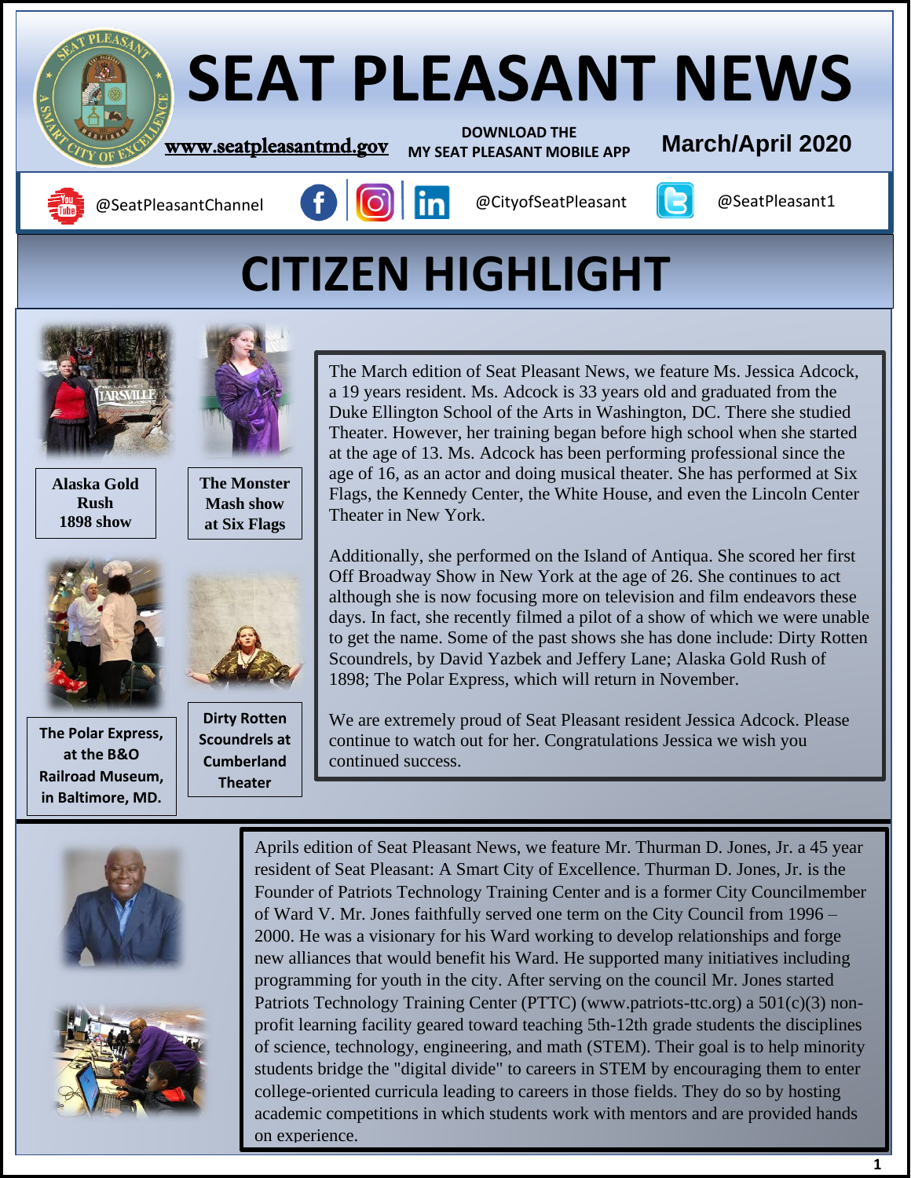# SEAT PLEASANT NEWS

www.seatpleasantmd.gov

DOWNLOAD THE MY SEAT PLEASANT MOBILE APP

March/April 2020

@SeatPleasantChannel | @CityofSeatPleasant | @SeatPleasant1

## CITIZEN HIGHLIGHT

**Alaska Gold Rush 1898 show**

**The Monster Mash show at Six Flags**

**The Polar Express, at the B&O Railroad Museum, in Baltimore, MD.**

**Dirty Rotten Scoundrels at Cumberland Theater**

The March edition of Seat Pleasant News, we feature Ms. Jessica Adcock, a 19 years resident. Ms. Adcock is 33 years old and graduated from the Duke Ellington School of the Arts in Washington, DC. There she studied Theater. However, her training began before high school when she started at the age of 13. Ms. Adcock has been performing professional since the age of 16, as an actor and doing musical theater. She has performed at Six Flags, the Kennedy Center, the White House, and even the Lincoln Center Theater in New York.

Additionally, she performed on the Island of Antiqua. She scored her first Off Broadway Show in New York at the age of 26. She continues to act although she is now focusing more on television and film endeavors these days. In fact, she recently filmed a pilot of a show of which we were unable to get the name. Some of the past shows she has done include: Dirty Rotten Scoundrels, by David Yazbek and Jeffery Lane; Alaska Gold Rush of 1898; The Polar Express, which will return in November.

We are extremely proud of Seat Pleasant resident Jessica Adcock. Please continue to watch out for her. Congratulations Jessica we wish you continued success.

Aprils edition of Seat Pleasant News, we feature Mr. Thurman D. Jones, Jr. a 45 year resident of Seat Pleasant: A Smart City of Excellence. Thurman D. Jones, Jr. is the Founder of Patriots Technology Training Center and is a former City Councilmember of Ward V. Mr. Jones faithfully served one term on the City Council from 1996 – 2000. He was a visionary for his Ward working to develop relationships and forge new alliances that would benefit his Ward. He supported many initiatives including programming for youth in the city. After serving on the council Mr. Jones started Patriots Technology Training Center (PTTC) (www.patriots-ttc.org) a 501(c)(3) non-profit learning facility geared toward teaching 5th-12th grade students the disciplines of science, technology, engineering, and math (STEM). Their goal is to help minority students bridge the "digital divide" to careers in STEM by encouraging them to enter college-oriented curricula leading to careers in those fields. They do so by hosting academic competitions in which students work with mentors and are provided hands on experience.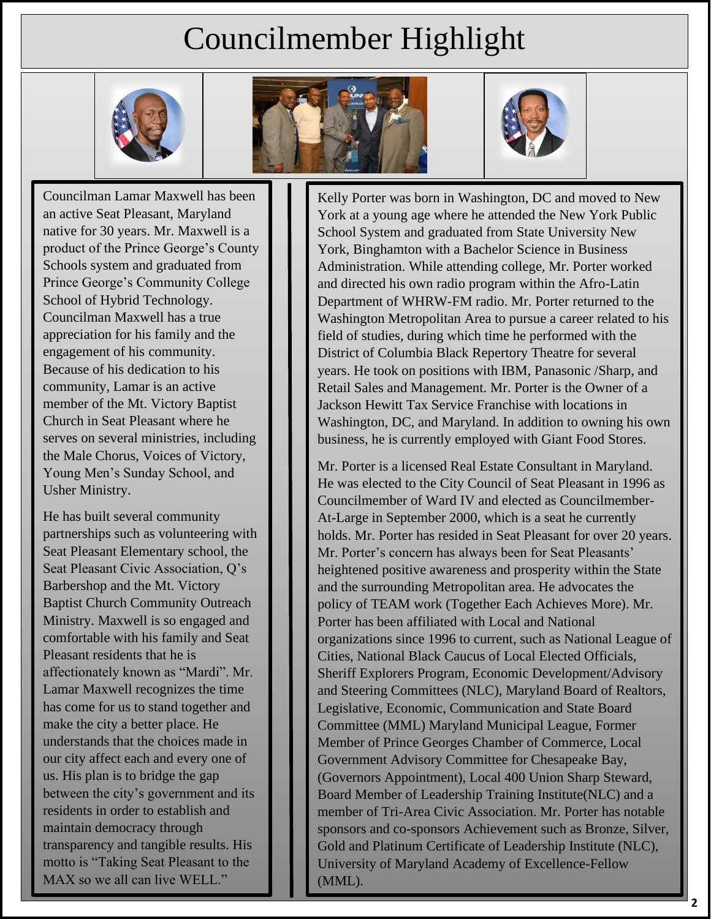# Councilmember Highlight

Councilman Lamar Maxwell has been an active Seat Pleasant, Maryland native for 30 years. Mr. Maxwell is a product of the Prince George's County Schools system and graduated from Prince George's Community College School of Hybrid Technology. Councilman Maxwell has a true appreciation for his family and the engagement of his community. Because of his dedication to his community, Lamar is an active member of the Mt. Victory Baptist Church in Seat Pleasant where he serves on several ministries, including the Male Chorus, Voices of Victory, Young Men's Sunday School, and Usher Ministry.

He has built several community partnerships such as volunteering with Seat Pleasant Elementary school, the Seat Pleasant Civic Association, Q's Barbershop and the Mt. Victory Baptist Church Community Outreach Ministry. Maxwell is so engaged and comfortable with his family and Seat Pleasant residents that he is affectionately known as "Mardi". Mr. Lamar Maxwell recognizes the time has come for us to stand together and make the city a better place. He understands that the choices made in our city affect each and every one of us. His plan is to bridge the gap between the city's government and its residents in order to establish and maintain democracy through transparency and tangible results. His motto is "Taking Seat Pleasant to the MAX so we all can live WELL."

Kelly Porter was born in Washington, DC and moved to New York at a young age where he attended the New York Public School System and graduated from State University New York, Binghamton with a Bachelor Science in Business Administration. While attending college, Mr. Porter worked and directed his own radio program within the Afro-Latin Department of WHRW-FM radio. Mr. Porter returned to the Washington Metropolitan Area to pursue a career related to his field of studies, during which time he performed with the District of Columbia Black Repertory Theatre for several years. He took on positions with IBM, Panasonic /Sharp, and Retail Sales and Management. Mr. Porter is the Owner of a Jackson Hewitt Tax Service Franchise with locations in Washington, DC, and Maryland. In addition to owning his own business, he is currently employed with Giant Food Stores.

Mr. Porter is a licensed Real Estate Consultant in Maryland. He was elected to the City Council of Seat Pleasant in 1996 as Councilmember of Ward IV and elected as Councilmember-At-Large in September 2000, which is a seat he currently holds. Mr. Porter has resided in Seat Pleasant for over 20 years. Mr. Porter's concern has always been for Seat Pleasants' heightened positive awareness and prosperity within the State and the surrounding Metropolitan area. He advocates the policy of TEAM work (Together Each Achieves More). Mr. Porter has been affiliated with Local and National organizations since 1996 to current, such as National League of Cities, National Black Caucus of Local Elected Officials, Sheriff Explorers Program, Economic Development/Advisory and Steering Committees (NLC), Maryland Board of Realtors, Legislative, Economic, Communication and State Board Committee (MML) Maryland Municipal League, Former Member of Prince Georges Chamber of Commerce, Local Government Advisory Committee for Chesapeake Bay, (Governors Appointment), Local 400 Union Sharp Steward, Board Member of Leadership Training Institute(NLC) and a member of Tri-Area Civic Association. Mr. Porter has notable sponsors and co-sponsors Achievement such as Bronze, Silver, Gold and Platinum Certificate of Leadership Institute (NLC), University of Maryland Academy of Excellence-Fellow (MML).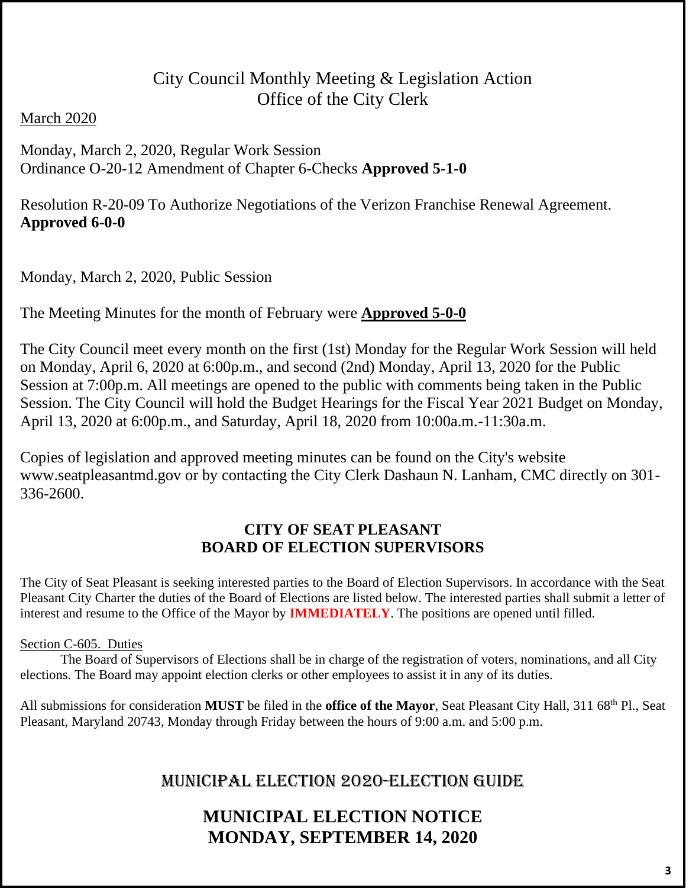## City Council Monthly Meeting & Legislation Action
## Office of the City Clerk

March 2020

Monday, March 2, 2020, Regular Work Session
Ordinance O-20-12 Amendment of Chapter 6-Checks **Approved 5-1-0**

Resolution R-20-09 To Authorize Negotiations of the Verizon Franchise Renewal Agreement. **Approved 6-0-0**

Monday, March 2, 2020, Public Session

The Meeting Minutes for the month of February were **Approved 5-0-0**

The City Council meet every month on the first (1st) Monday for the Regular Work Session will held on Monday, April 6, 2020 at 6:00p.m., and second (2nd) Monday, April 13, 2020 for the Public Session at 7:00p.m. All meetings are opened to the public with comments being taken in the Public Session. The City Council will hold the Budget Hearings for the Fiscal Year 2021 Budget on Monday, April 13, 2020 at 6:00p.m., and Saturday, April 18, 2020 from 10:00a.m.-11:30a.m.

Copies of legislation and approved meeting minutes can be found on the City's website www.seatpleasantmd.gov or by contacting the City Clerk Dashaun N. Lanham, CMC directly on 301-336-2600.

## CITY OF SEAT PLEASANT
## BOARD OF ELECTION SUPERVISORS

The City of Seat Pleasant is seeking interested parties to the Board of Election Supervisors. In accordance with the Seat Pleasant City Charter the duties of the Board of Elections are listed below. The interested parties shall submit a letter of interest and resume to the Office of the Mayor by **IMMEDIATELY**. The positions are opened until filled.

Section C-605. Duties

The Board of Supervisors of Elections shall be in charge of the registration of voters, nominations, and all City elections. The Board may appoint election clerks or other employees to assist it in any of its duties.

All submissions for consideration **MUST** be filed in the **office of the Mayor**, Seat Pleasant City Hall, 311 68th Pl., Seat Pleasant, Maryland 20743, Monday through Friday between the hours of 9:00 a.m. and 5:00 p.m.

## MUNICIPAL ELECTION 2020-ELECTION GUIDE

## MUNICIPAL ELECTION NOTICE
## MONDAY, SEPTEMBER 14, 2020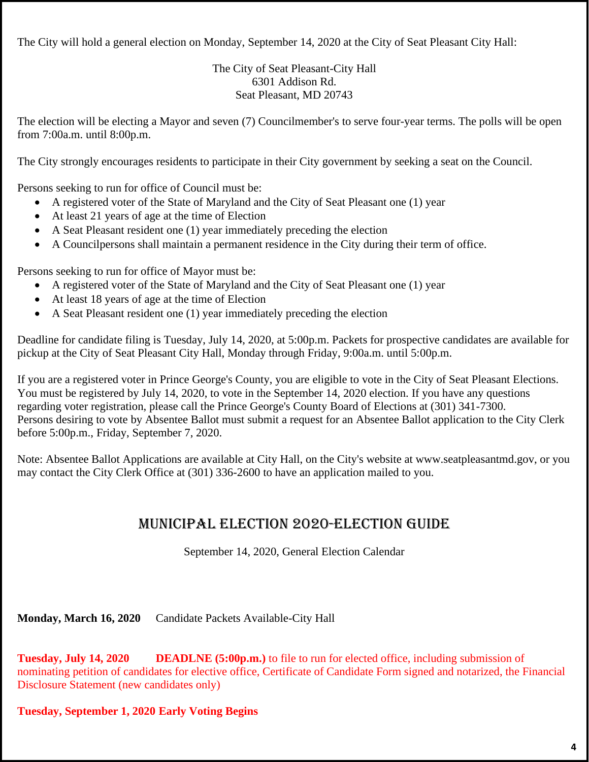The City will hold a general election on Monday, September 14, 2020 at the City of Seat Pleasant City Hall:

The City of Seat Pleasant-City Hall
6301 Addison Rd.
Seat Pleasant, MD 20743

The election will be electing a Mayor and seven (7) Councilmember's to serve four-year terms. The polls will be open from 7:00a.m. until 8:00p.m.

The City strongly encourages residents to participate in their City government by seeking a seat on the Council.

Persons seeking to run for office of Council must be:

- A registered voter of the State of Maryland and the City of Seat Pleasant one (1) year
- At least 21 years of age at the time of Election
- A Seat Pleasant resident one (1) year immediately preceding the election
- A Councilpersons shall maintain a permanent residence in the City during their term of office.

Persons seeking to run for office of Mayor must be:

- A registered voter of the State of Maryland and the City of Seat Pleasant one (1) year
- At least 18 years of age at the time of Election
- A Seat Pleasant resident one (1) year immediately preceding the election

Deadline for candidate filing is Tuesday, July 14, 2020, at 5:00p.m. Packets for prospective candidates are available for pickup at the City of Seat Pleasant City Hall, Monday through Friday, 9:00a.m. until 5:00p.m.

If you are a registered voter in Prince George's County, you are eligible to vote in the City of Seat Pleasant Elections. You must be registered by July 14, 2020, to vote in the September 14, 2020 election. If you have any questions regarding voter registration, please call the Prince George's County Board of Elections at (301) 341-7300.
Persons desiring to vote by Absentee Ballot must submit a request for an Absentee Ballot application to the City Clerk before 5:00p.m., Friday, September 7, 2020.

Note: Absentee Ballot Applications are available at City Hall, on the City's website at www.seatpleasantmd.gov, or you may contact the City Clerk Office at (301) 336-2600 to have an application mailed to you.

## MUNICIPAL ELECTION 2020-ELECTION GUIDE

September 14, 2020, General Election Calendar

**Monday, March 16, 2020** Candidate Packets Available-City Hall

**Tuesday, July 14, 2020** **DEADLNE (5:00p.m.)** to file to run for elected office, including submission of nominating petition of candidates for elective office, Certificate of Candidate Form signed and notarized, the Financial Disclosure Statement (new candidates only)

**Tuesday, September 1, 2020 Early Voting Begins**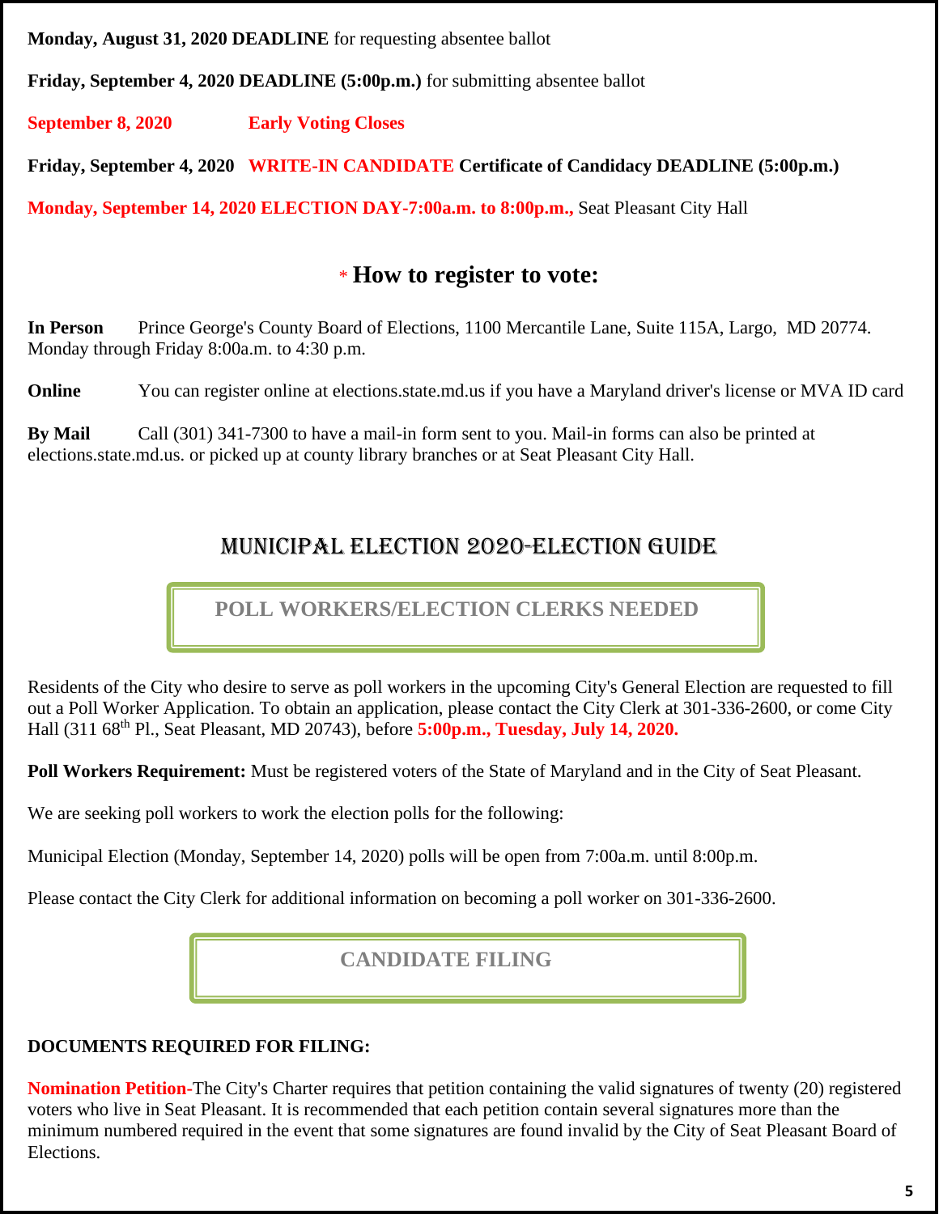**Monday, August 31, 2020 DEADLINE** for requesting absentee ballot

**Friday, September 4, 2020 DEADLINE (5:00p.m.)** for submitting absentee ballot

**September 8, 2020 Early Voting Closes**

**Friday, September 4, 2020 WRITE-IN CANDIDATE Certificate of Candidacy DEADLINE (5:00p.m.)**

**Monday, September 14, 2020 ELECTION DAY-7:00a.m. to 8:00p.m.,** Seat Pleasant City Hall

## * How to register to vote:

**In Person** Prince George's County Board of Elections, 1100 Mercantile Lane, Suite 115A, Largo, MD 20774. Monday through Friday 8:00a.m. to 4:30 p.m.

**Online** You can register online at elections.state.md.us if you have a Maryland driver's license or MVA ID card

**By Mail** Call (301) 341-7300 to have a mail-in form sent to you. Mail-in forms can also be printed at elections.state.md.us. or picked up at county library branches or at Seat Pleasant City Hall.

## MUNICIPAL ELECTION 2020-ELECTION GUIDE

### POLL WORKERS/ELECTION CLERKS NEEDED

Residents of the City who desire to serve as poll workers in the upcoming City's General Election are requested to fill out a Poll Worker Application. To obtain an application, please contact the City Clerk at 301-336-2600, or come City Hall (311 68th Pl., Seat Pleasant, MD 20743), before **5:00p.m., Tuesday, July 14, 2020.**

**Poll Workers Requirement:** Must be registered voters of the State of Maryland and in the City of Seat Pleasant.

We are seeking poll workers to work the election polls for the following:

Municipal Election (Monday, September 14, 2020) polls will be open from 7:00a.m. until 8:00p.m.

Please contact the City Clerk for additional information on becoming a poll worker on 301-336-2600.

### CANDIDATE FILING

**DOCUMENTS REQUIRED FOR FILING:**

**Nomination Petition-**The City's Charter requires that petition containing the valid signatures of twenty (20) registered voters who live in Seat Pleasant. It is recommended that each petition contain several signatures more than the minimum numbered required in the event that some signatures are found invalid by the City of Seat Pleasant Board of Elections.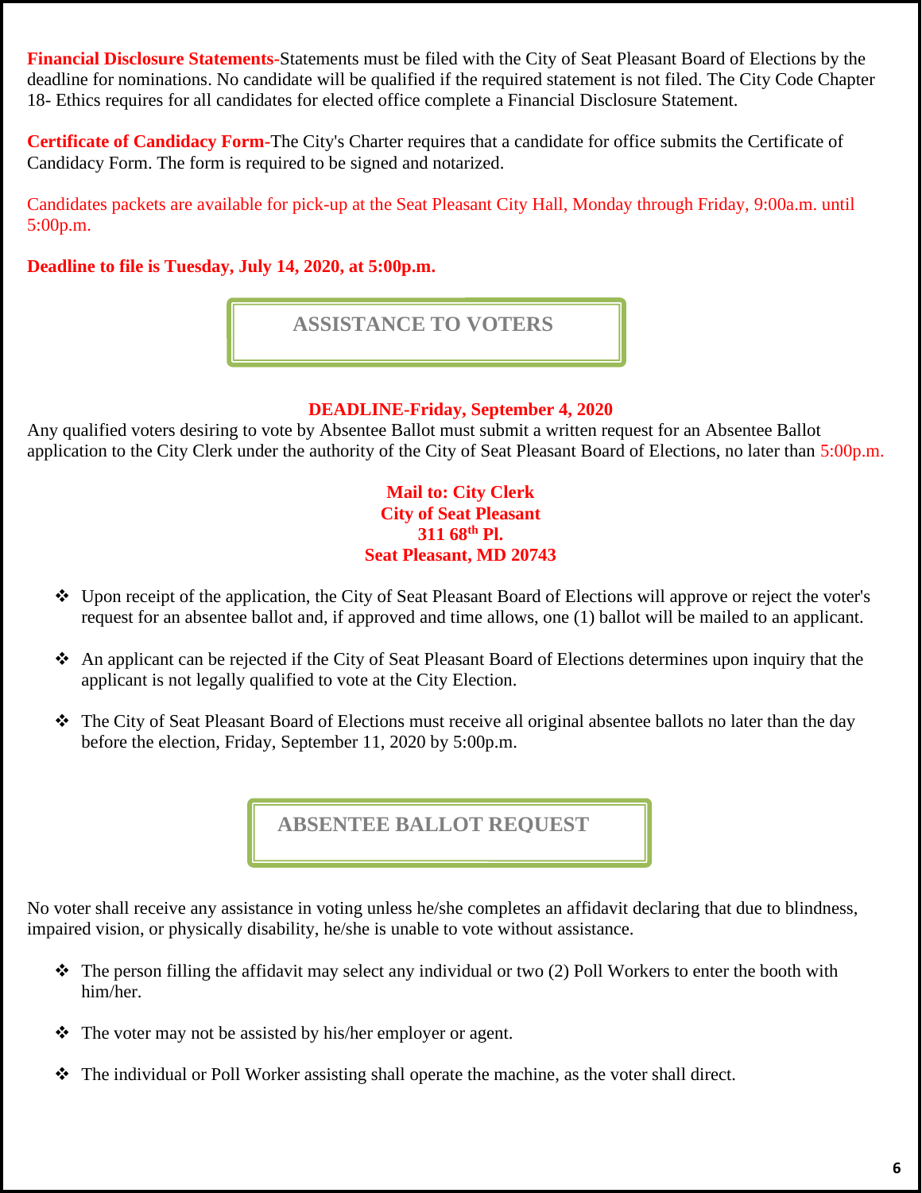**Financial Disclosure Statements**-Statements must be filed with the City of Seat Pleasant Board of Elections by the deadline for nominations. No candidate will be qualified if the required statement is not filed. The City Code Chapter 18- Ethics requires for all candidates for elected office complete a Financial Disclosure Statement.

**Certificate of Candidacy Form**-The City's Charter requires that a candidate for office submits the Certificate of Candidacy Form. The form is required to be signed and notarized.

Candidates packets are available for pick-up at the Seat Pleasant City Hall, Monday through Friday, 9:00a.m. until 5:00p.m.

**Deadline to file is Tuesday, July 14, 2020, at 5:00p.m.**

## ASSISTANCE TO VOTERS

**DEADLINE-Friday, September 4, 2020**

Any qualified voters desiring to vote by Absentee Ballot must submit a written request for an Absentee Ballot application to the City Clerk under the authority of the City of Seat Pleasant Board of Elections, no later than 5:00p.m.

**Mail to: City Clerk**
**City of Seat Pleasant**
**311 68th Pl.**
**Seat Pleasant, MD 20743**

- Upon receipt of the application, the City of Seat Pleasant Board of Elections will approve or reject the voter's request for an absentee ballot and, if approved and time allows, one (1) ballot will be mailed to an applicant.
- An applicant can be rejected if the City of Seat Pleasant Board of Elections determines upon inquiry that the applicant is not legally qualified to vote at the City Election.
- The City of Seat Pleasant Board of Elections must receive all original absentee ballots no later than the day before the election, Friday, September 11, 2020 by 5:00p.m.

## ABSENTEE BALLOT REQUEST

No voter shall receive any assistance in voting unless he/she completes an affidavit declaring that due to blindness, impaired vision, or physically disability, he/she is unable to vote without assistance.

- The person filling the affidavit may select any individual or two (2) Poll Workers to enter the booth with him/her.
- The voter may not be assisted by his/her employer or agent.
- The individual or Poll Worker assisting shall operate the machine, as the voter shall direct.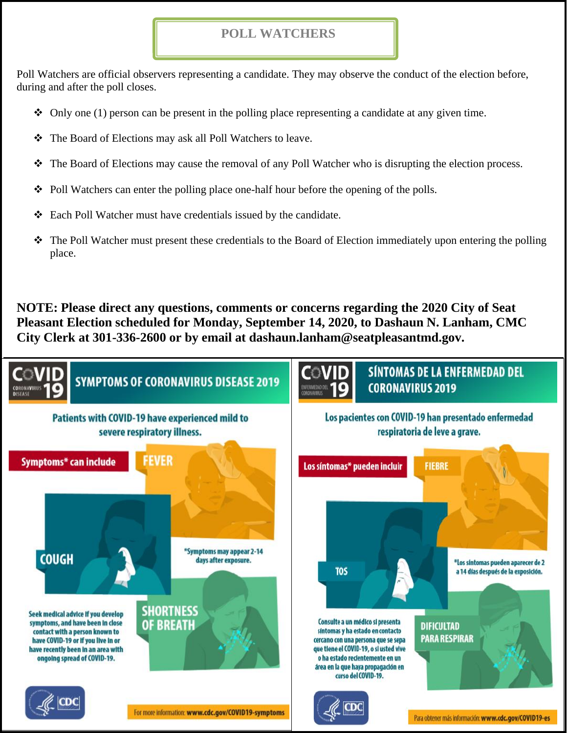## POLL WATCHERS

Poll Watchers are official observers representing a candidate. They may observe the conduct of the election before, during and after the poll closes.

- Only one (1) person can be present in the polling place representing a candidate at any given time.
- The Board of Elections may ask all Poll Watchers to leave.
- The Board of Elections may cause the removal of any Poll Watcher who is disrupting the election process.
- Poll Watchers can enter the polling place one-half hour before the opening of the polls.
- Each Poll Watcher must have credentials issued by the candidate.
- The Poll Watcher must present these credentials to the Board of Election immediately upon entering the polling place.

**NOTE: Please direct any questions, comments or concerns regarding the 2020 City of Seat Pleasant Election scheduled for Monday, September 14, 2020, to Dashaun N. Lanham, CMC City Clerk at 301-336-2600 or by email at dashaun.lanham@seatpleasantmd.gov.**

## COVID 19 — SYMPTOMS OF CORONAVIRUS DISEASE 2019

**Patients with COVID-19 have experienced mild to severe respiratory illness.**

**Symptoms* can include**

- FEVER
- COUGH
- SHORTNESS OF BREATH

*Symptoms may appear 2-14 days after exposure.

Seek medical advice if you develop symptoms, and have been in close contact with a person known to have COVID-19 or if you live in or have recently been in an area with ongoing spread of COVID-19.

CDC

For more information: **www.cdc.gov/COVID19-symptoms**

## COVID 19 — SÍNTOMAS DE LA ENFERMEDAD DEL CORONAVIRUS 2019

**Los pacientes con COVID-19 han presentado enfermedad respiratoria de leve a grave.**

**Los síntomas* pueden incluir**

- FIEBRE
- TOS
- DIFICULTAD PARA RESPIRAR

*Los síntomas pueden aparecer de 2 a 14 días después de la exposición.

Consulte a un médico si presenta síntomas y ha estado en contacto cercano con una persona que se sepa que tiene el COVID-19, o si usted vive o ha estado recientemente en un área en la que haya propagación en curso del COVID-19.

CDC

Para obtener más información: **www.cdc.gov/COVID19-es**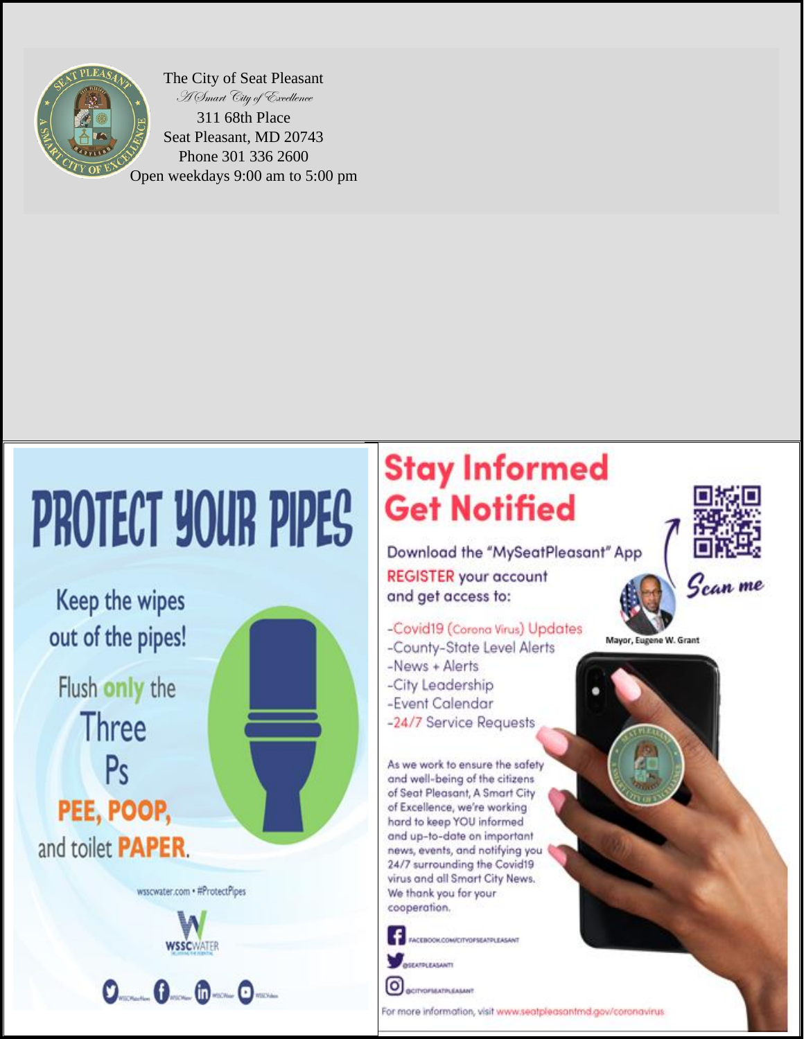The City of Seat Pleasant

*A Smart City of Excellence*

311 68th Place

Seat Pleasant, MD 20743

Phone 301 336 2600

Open weekdays 9:00 am to 5:00 pm

# PROTECT YOUR PIPES

Keep the wipes out of the pipes!

Flush **only** the Three Ps

**PEE, POOP,** and toilet **PAPER.**

wsscwater.com • #ProtectPipes

WSSC WATER

# Stay Informed Get Notified

Download the "MySeatPleasant" App

REGISTER your account and get access to:

Scan me

Mayor, Eugene W. Grant

- -Covid19 (Corona Virus) Updates
- -County-State Level Alerts
- -News + Alerts
- -City Leadership
- -Event Calendar
- -24/7 Service Requests

As we work to ensure the safety and well-being of the citizens of Seat Pleasant, A Smart City of Excellence, we're working hard to keep YOU informed and up-to-date on important news, events, and notifying you 24/7 surrounding the Covid19 virus and all Smart City News. We thank you for your cooperation.

FACEBOOK.COM/CITYOFSEATPLEASANT

@SEATPLEASANT1

@CITYOFSEATPLEASANT

For more information, visit www.seatpleasantmd.gov/coronavirus